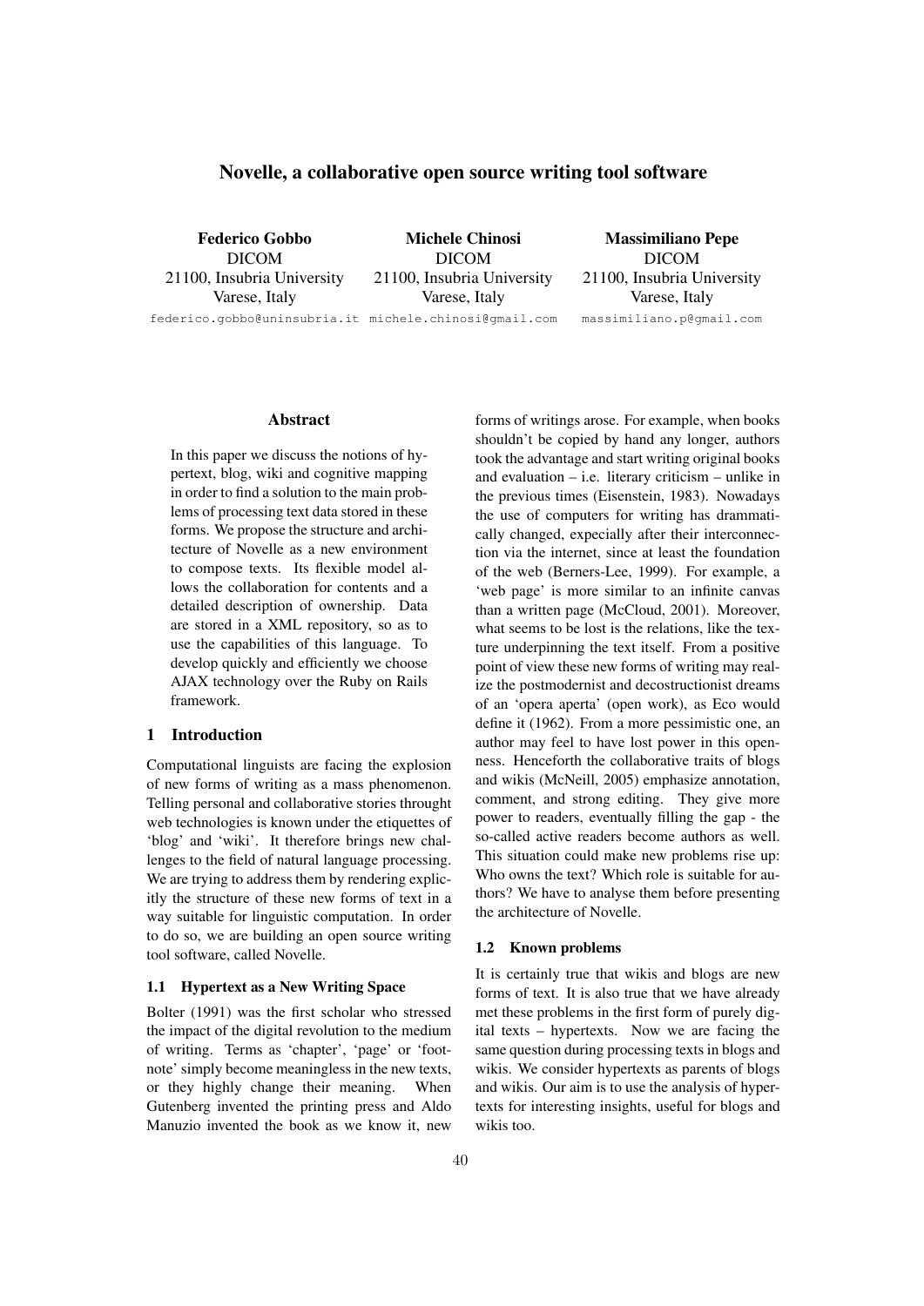# Novelle, a collaborative open source writing tool software

**Federico Gobbo**
DICOM
21100, Insubria University
Varese, Italy
federico.gobbo@uninsubria.it

**Michele Chinosi**
DICOM
21100, Insubria University
Varese, Italy
michele.chinosi@gmail.com

**Massimiliano Pepe**
DICOM
21100, Insubria University
Varese, Italy
massimiliano.p@gmail.com

## Abstract

In this paper we discuss the notions of hypertext, blog, wiki and cognitive mapping in order to find a solution to the main problems of processing text data stored in these forms. We propose the structure and architecture of Novelle as a new environment to compose texts. Its flexible model allows the collaboration for contents and a detailed description of ownership. Data are stored in a XML repository, so as to use the capabilities of this language. To develop quickly and efficiently we choose AJAX technology over the Ruby on Rails framework.

## 1 Introduction

Computational linguists are facing the explosion of new forms of writing as a mass phenomenon. Telling personal and collaborative stories throught web technologies is known under the etiquettes of 'blog' and 'wiki'. It therefore brings new challenges to the field of natural language processing. We are trying to address them by rendering explicitly the structure of these new forms of text in a way suitable for linguistic computation. In order to do so, we are building an open source writing tool software, called Novelle.

### 1.1 Hypertext as a New Writing Space

Bolter (1991) was the first scholar who stressed the impact of the digital revolution to the medium of writing. Terms as 'chapter', 'page' or 'footnote' simply become meaningless in the new texts, or they highly change their meaning. When Gutenberg invented the printing press and Aldo Manuzio invented the book as we know it, new forms of writings arose. For example, when books shouldn't be copied by hand any longer, authors took the advantage and start writing original books and evaluation – i.e. literary criticism – unlike in the previous times (Eisenstein, 1983). Nowadays the use of computers for writing has drammatically changed, expecially after their interconnection via the internet, since at least the foundation of the web (Berners-Lee, 1999). For example, a 'web page' is more similar to an infinite canvas than a written page (McCloud, 2001). Moreover, what seems to be lost is the relations, like the texture underpinning the text itself. From a positive point of view these new forms of writing may realize the postmodernist and decostructionist dreams of an 'opera aperta' (open work), as Eco would define it (1962). From a more pessimistic one, an author may feel to have lost power in this openness. Henceforth the collaborative traits of blogs and wikis (McNeill, 2005) emphasize annotation, comment, and strong editing. They give more power to readers, eventually filling the gap - the so-called active readers become authors as well. This situation could make new problems rise up: Who owns the text? Which role is suitable for authors? We have to analyse them before presenting the architecture of Novelle.

### 1.2 Known problems

It is certainly true that wikis and blogs are new forms of text. It is also true that we have already met these problems in the first form of purely digital texts – hypertexts. Now we are facing the same question during processing texts in blogs and wikis. We consider hypertexts as parents of blogs and wikis. Our aim is to use the analysis of hypertexts for interesting insights, useful for blogs and wikis too.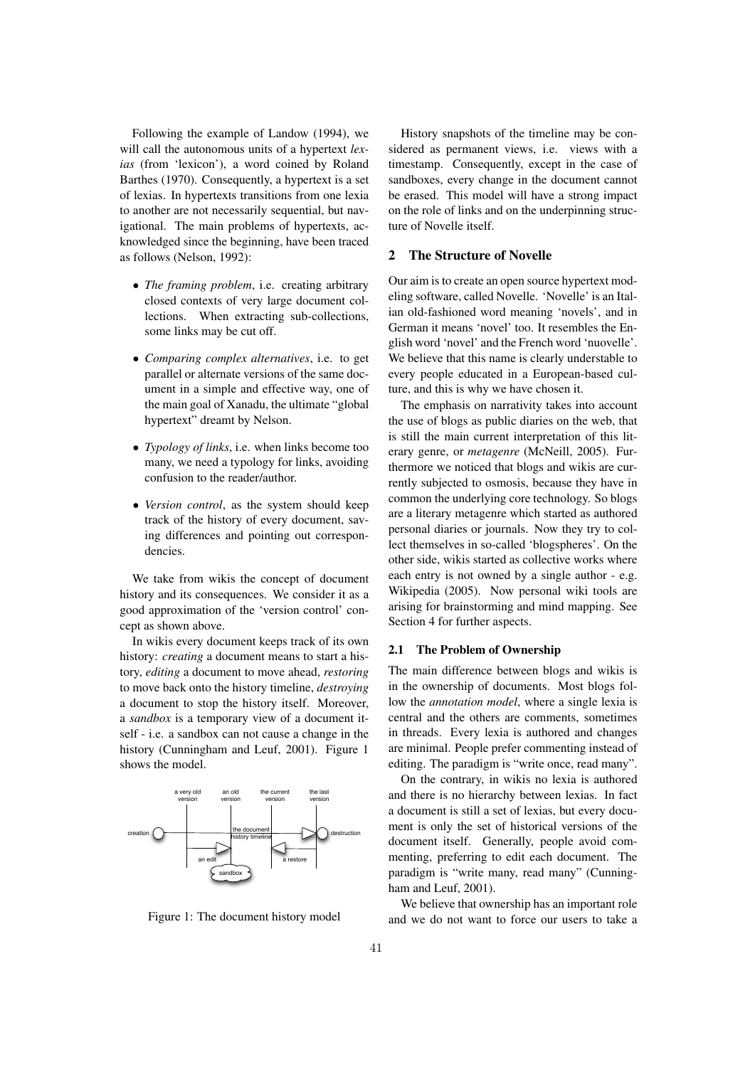Following the example of Landow (1994), we will call the autonomous units of a hypertext *lexias* (from 'lexicon'), a word coined by Roland Barthes (1970). Consequently, a hypertext is a set of lexias. In hypertexts transitions from one lexia to another are not necessarily sequential, but navigational. The main problems of hypertexts, acknowledged since the beginning, have been traced as follows (Nelson, 1992):

- *The framing problem*, i.e. creating arbitrary closed contexts of very large document collections. When extracting sub-collections, some links may be cut off.
- *Comparing complex alternatives*, i.e. to get parallel or alternate versions of the same document in a simple and effective way, one of the main goal of Xanadu, the ultimate "global hypertext" dreamt by Nelson.
- *Typology of links*, i.e. when links become too many, we need a typology for links, avoiding confusion to the reader/author.
- *Version control*, as the system should keep track of the history of every document, saving differences and pointing out correspondencies.

We take from wikis the concept of document history and its consequences. We consider it as a good approximation of the 'version control' concept as shown above.

In wikis every document keeps track of its own history: *creating* a document means to start a history, *editing* a document to move ahead, *restoring* to move back onto the history timeline, *destroying* a document to stop the history itself. Moreover, a *sandbox* is a temporary view of a document itself - i.e. a sandbox can not cause a change in the history (Cunningham and Leuf, 2001). Figure 1 shows the model.

Figure 1: The document history model

History snapshots of the timeline may be considered as permanent views, i.e. views with a timestamp. Consequently, except in the case of sandboxes, every change in the document cannot be erased. This model will have a strong impact on the role of links and on the underpinning structure of Novelle itself.

## 2 The Structure of Novelle

Our aim is to create an open source hypertext modeling software, called Novelle. 'Novelle' is an Italian old-fashioned word meaning 'novels', and in German it means 'novel' too. It resembles the English word 'novel' and the French word 'nuovelle'. We believe that this name is clearly understable to every people educated in a European-based culture, and this is why we have chosen it.

The emphasis on narrativity takes into account the use of blogs as public diaries on the web, that is still the main current interpretation of this literary genre, or *metagenre* (McNeill, 2005). Furthermore we noticed that blogs and wikis are currently subjected to osmosis, because they have in common the underlying core technology. So blogs are a literary metagenre which started as authored personal diaries or journals. Now they try to collect themselves in so-called 'blogspheres'. On the other side, wikis started as collective works where each entry is not owned by a single author - e.g. Wikipedia (2005). Now personal wiki tools are arising for brainstorming and mind mapping. See Section 4 for further aspects.

### 2.1 The Problem of Ownership

The main difference between blogs and wikis is in the ownership of documents. Most blogs follow the *annotation model*, where a single lexia is central and the others are comments, sometimes in threads. Every lexia is authored and changes are minimal. People prefer commenting instead of editing. The paradigm is "write once, read many".

On the contrary, in wikis no lexia is authored and there is no hierarchy between lexias. In fact a document is still a set of lexias, but every document is only the set of historical versions of the document itself. Generally, people avoid commenting, preferring to edit each document. The paradigm is "write many, read many" (Cunningham and Leuf, 2001).

We believe that ownership has an important role and we do not want to force our users to take a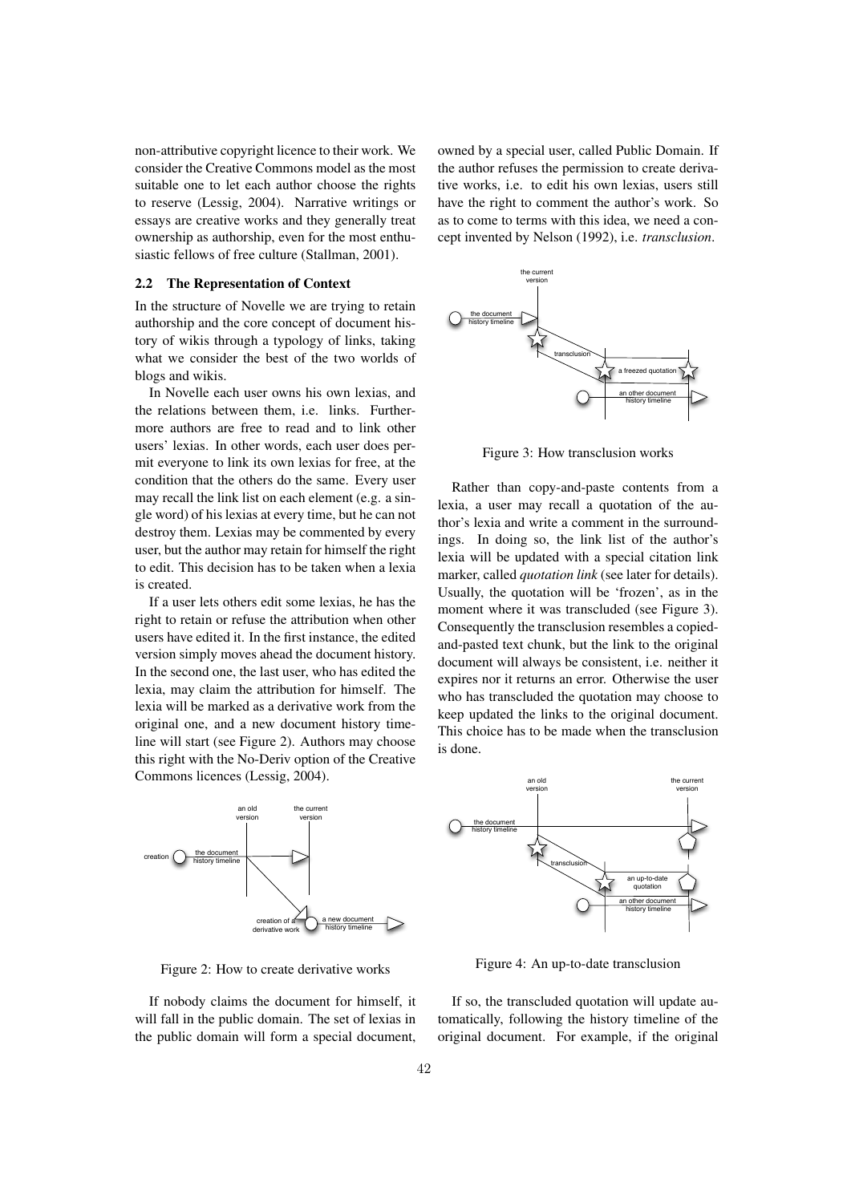non-attributive copyright licence to their work. We consider the Creative Commons model as the most suitable one to let each author choose the rights to reserve (Lessig, 2004). Narrative writings or essays are creative works and they generally treat ownership as authorship, even for the most enthusiastic fellows of free culture (Stallman, 2001).

### 2.2 The Representation of Context

In the structure of Novelle we are trying to retain authorship and the core concept of document history of wikis through a typology of links, taking what we consider the best of the two worlds of blogs and wikis.

In Novelle each user owns his own lexias, and the relations between them, i.e. links. Furthermore authors are free to read and to link other users' lexias. In other words, each user does permit everyone to link its own lexias for free, at the condition that the others do the same. Every user may recall the link list on each element (e.g. a single word) of his lexias at every time, but he can not destroy them. Lexias may be commented by every user, but the author may retain for himself the right to edit. This decision has to be taken when a lexia is created.

If a user lets others edit some lexias, he has the right to retain or refuse the attribution when other users have edited it. In the first instance, the edited version simply moves ahead the document history. In the second one, the last user, who has edited the lexia, may claim the attribution for himself. The lexia will be marked as a derivative work from the original one, and a new document history timeline will start (see Figure 2). Authors may choose this right with the No-Deriv option of the Creative Commons licences (Lessig, 2004).

Figure 2: How to create derivative works

If nobody claims the document for himself, it will fall in the public domain. The set of lexias in the public domain will form a special document, owned by a special user, called Public Domain. If the author refuses the permission to create derivative works, i.e. to edit his own lexias, users still have the right to comment the author's work. So as to come to terms with this idea, we need a concept invented by Nelson (1992), i.e. *transclusion*.

Figure 3: How transclusion works

Rather than copy-and-paste contents from a lexia, a user may recall a quotation of the author's lexia and write a comment in the surroundings. In doing so, the link list of the author's lexia will be updated with a special citation link marker, called *quotation link* (see later for details). Usually, the quotation will be 'frozen', as in the moment where it was transcluded (see Figure 3). Consequently the transclusion resembles a copied-and-pasted text chunk, but the link to the original document will always be consistent, i.e. neither it expires nor it returns an error. Otherwise the user who has transcluded the quotation may choose to keep updated the links to the original document. This choice has to be made when the transclusion is done.

Figure 4: An up-to-date transclusion

If so, the transcluded quotation will update automatically, following the history timeline of the original document. For example, if the original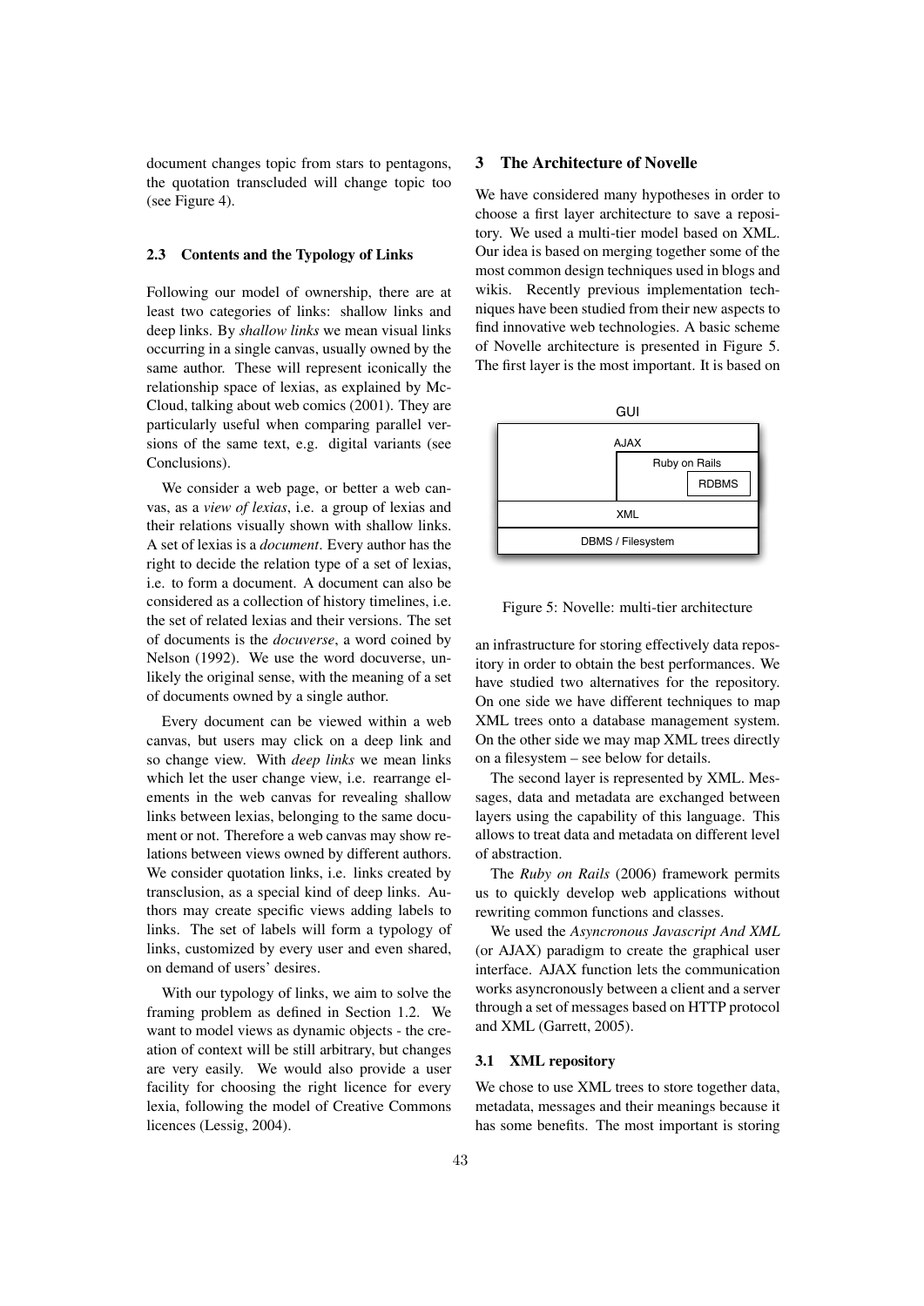document changes topic from stars to pentagons, the quotation transcluded will change topic too (see Figure 4).

### 2.3 Contents and the Typology of Links

Following our model of ownership, there are at least two categories of links: shallow links and deep links. By *shallow links* we mean visual links occurring in a single canvas, usually owned by the same author. These will represent iconically the relationship space of lexias, as explained by McCloud, talking about web comics (2001). They are particularly useful when comparing parallel versions of the same text, e.g. digital variants (see Conclusions).

We consider a web page, or better a web canvas, as a *view of lexias*, i.e. a group of lexias and their relations visually shown with shallow links. A set of lexias is a *document*. Every author has the right to decide the relation type of a set of lexias, i.e. to form a document. A document can also be considered as a collection of history timelines, i.e. the set of related lexias and their versions. The set of documents is the *docuverse*, a word coined by Nelson (1992). We use the word docuverse, unlikely the original sense, with the meaning of a set of documents owned by a single author.

Every document can be viewed within a web canvas, but users may click on a deep link and so change view. With *deep links* we mean links which let the user change view, i.e. rearrange elements in the web canvas for revealing shallow links between lexias, belonging to the same document or not. Therefore a web canvas may show relations between views owned by different authors. We consider quotation links, i.e. links created by transclusion, as a special kind of deep links. Authors may create specific views adding labels to links. The set of labels will form a typology of links, customized by every user and even shared, on demand of users' desires.

With our typology of links, we aim to solve the framing problem as defined in Section 1.2. We want to model views as dynamic objects - the creation of context will be still arbitrary, but changes are very easily. We would also provide a user facility for choosing the right licence for every lexia, following the model of Creative Commons licences (Lessig, 2004).

## 3 The Architecture of Novelle

We have considered many hypotheses in order to choose a first layer architecture to save a repository. We used a multi-tier model based on XML. Our idea is based on merging together some of the most common design techniques used in blogs and wikis. Recently previous implementation techniques have been studied from their new aspects to find innovative web technologies. A basic scheme of Novelle architecture is presented in Figure 5. The first layer is the most important. It is based on

| GUI | |
|---|---|
| AJAX | |
| | Ruby on Rails / RDBMS |
| XML | |
| DBMS / Filesystem | |

Figure 5: Novelle: multi-tier architecture

an infrastructure for storing effectively data repository in order to obtain the best performances. We have studied two alternatives for the repository. On one side we have different techniques to map XML trees onto a database management system. On the other side we may map XML trees directly on a filesystem – see below for details.

The second layer is represented by XML. Messages, data and metadata are exchanged between layers using the capability of this language. This allows to treat data and metadata on different level of abstraction.

The *Ruby on Rails* (2006) framework permits us to quickly develop web applications without rewriting common functions and classes.

We used the *Asyncronous Javascript And XML* (or AJAX) paradigm to create the graphical user interface. AJAX function lets the communication works asyncronously between a client and a server through a set of messages based on HTTP protocol and XML (Garrett, 2005).

### 3.1 XML repository

We chose to use XML trees to store together data, metadata, messages and their meanings because it has some benefits. The most important is storing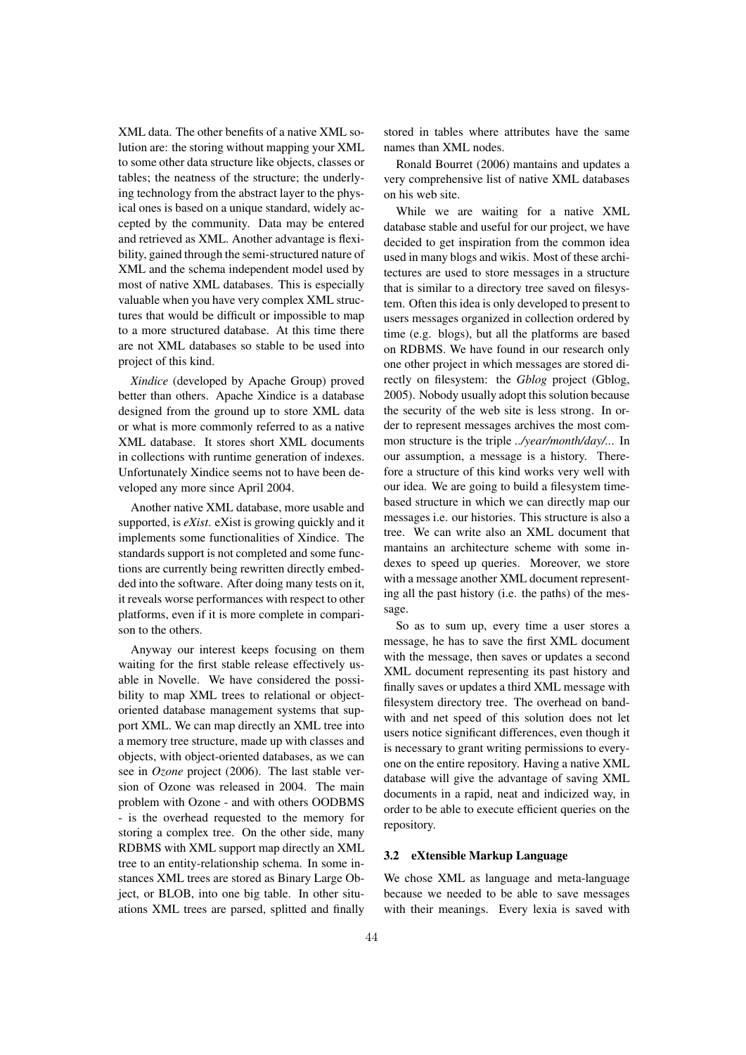XML data. The other benefits of a native XML solution are: the storing without mapping your XML to some other data structure like objects, classes or tables; the neatness of the structure; the underlying technology from the abstract layer to the physical ones is based on a unique standard, widely accepted by the community. Data may be entered and retrieved as XML. Another advantage is flexibility, gained through the semi-structured nature of XML and the schema independent model used by most of native XML databases. This is especially valuable when you have very complex XML structures that would be difficult or impossible to map to a more structured database. At this time there are not XML databases so stable to be used into project of this kind.

*Xindice* (developed by Apache Group) proved better than others. Apache Xindice is a database designed from the ground up to store XML data or what is more commonly referred to as a native XML database. It stores short XML documents in collections with runtime generation of indexes. Unfortunately Xindice seems not to have been developed any more since April 2004.

Another native XML database, more usable and supported, is *eXist*. eXist is growing quickly and it implements some functionalities of Xindice. The standards support is not completed and some functions are currently being rewritten directly embedded into the software. After doing many tests on it, it reveals worse performances with respect to other platforms, even if it is more complete in comparison to the others.

Anyway our interest keeps focusing on them waiting for the first stable release effectively usable in Novelle. We have considered the possibility to map XML trees to relational or object-oriented database management systems that support XML. We can map directly an XML tree into a memory tree structure, made up with classes and objects, with object-oriented databases, as we can see in *Ozone* project (2006). The last stable version of Ozone was released in 2004. The main problem with Ozone - and with others OODBMS - is the overhead requested to the memory for storing a complex tree. On the other side, many RDBMS with XML support map directly an XML tree to an entity-relationship schema. In some instances XML trees are stored as Binary Large Object, or BLOB, into one big table. In other situations XML trees are parsed, splitted and finally stored in tables where attributes have the same names than XML nodes.

Ronald Bourret (2006) mantains and updates a very comprehensive list of native XML databases on his web site.

While we are waiting for a native XML database stable and useful for our project, we have decided to get inspiration from the common idea used in many blogs and wikis. Most of these architectures are used to store messages in a structure that is similar to a directory tree saved on filesystem. Often this idea is only developed to present to users messages organized in collection ordered by time (e.g. blogs), but all the platforms are based on RDBMS. We have found in our research only one other project in which messages are stored directly on filesystem: the *Gblog* project (Gblog, 2005). Nobody usually adopt this solution because the security of the web site is less strong. In order to represent messages archives the most common structure is the triple *../year/month/day/...* In our assumption, a message is a history. Therefore a structure of this kind works very well with our idea. We are going to build a filesystem time-based structure in which we can directly map our messages i.e. our histories. This structure is also a tree. We can write also an XML document that mantains an architecture scheme with some indexes to speed up queries. Moreover, we store with a message another XML document representing all the past history (i.e. the paths) of the message.

So as to sum up, every time a user stores a message, he has to save the first XML document with the message, then saves or updates a second XML document representing its past history and finally saves or updates a third XML message with filesystem directory tree. The overhead on bandwith and net speed of this solution does not let users notice significant differences, even though it is necessary to grant writing permissions to everyone on the entire repository. Having a native XML database will give the advantage of saving XML documents in a rapid, neat and indicized way, in order to be able to execute efficient queries on the repository.

### 3.2 eXtensible Markup Language

We chose XML as language and meta-language because we needed to be able to save messages with their meanings. Every lexia is saved with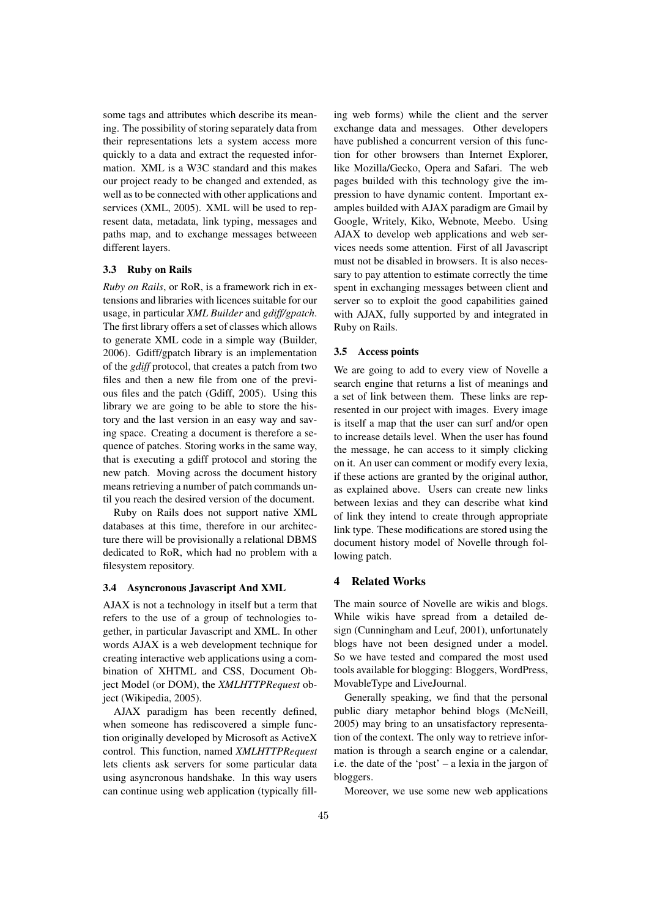some tags and attributes which describe its meaning. The possibility of storing separately data from their representations lets a system access more quickly to a data and extract the requested information. XML is a W3C standard and this makes our project ready to be changed and extended, as well as to be connected with other applications and services (XML, 2005). XML will be used to represent data, metadata, link typing, messages and paths map, and to exchange messages betweeen different layers.

### 3.3 Ruby on Rails

*Ruby on Rails*, or RoR, is a framework rich in extensions and libraries with licences suitable for our usage, in particular *XML Builder* and *gdiff/gpatch*. The first library offers a set of classes which allows to generate XML code in a simple way (Builder, 2006). Gdiff/gpatch library is an implementation of the *gdiff* protocol, that creates a patch from two files and then a new file from one of the previous files and the patch (Gdiff, 2005). Using this library we are going to be able to store the history and the last version in an easy way and saving space. Creating a document is therefore a sequence of patches. Storing works in the same way, that is executing a gdiff protocol and storing the new patch. Moving across the document history means retrieving a number of patch commands until you reach the desired version of the document.

Ruby on Rails does not support native XML databases at this time, therefore in our architecture there will be provisionally a relational DBMS dedicated to RoR, which had no problem with a filesystem repository.

### 3.4 Asyncronous Javascript And XML

AJAX is not a technology in itself but a term that refers to the use of a group of technologies together, in particular Javascript and XML. In other words AJAX is a web development technique for creating interactive web applications using a combination of XHTML and CSS, Document Object Model (or DOM), the *XMLHTTPRequest* object (Wikipedia, 2005).

AJAX paradigm has been recently defined, when someone has rediscovered a simple function originally developed by Microsoft as ActiveX control. This function, named *XMLHTTPRequest* lets clients ask servers for some particular data using asyncronous handshake. In this way users can continue using web application (typically filling web forms) while the client and the server exchange data and messages. Other developers have published a concurrent version of this function for other browsers than Internet Explorer, like Mozilla/Gecko, Opera and Safari. The web pages builded with this technology give the impression to have dynamic content. Important examples builded with AJAX paradigm are Gmail by Google, Writely, Kiko, Webnote, Meebo. Using AJAX to develop web applications and web services needs some attention. First of all Javascript must not be disabled in browsers. It is also necessary to pay attention to estimate correctly the time spent in exchanging messages between client and server so to exploit the good capabilities gained with AJAX, fully supported by and integrated in Ruby on Rails.

### 3.5 Access points

We are going to add to every view of Novelle a search engine that returns a list of meanings and a set of link between them. These links are represented in our project with images. Every image is itself a map that the user can surf and/or open to increase details level. When the user has found the message, he can access to it simply clicking on it. An user can comment or modify every lexia, if these actions are granted by the original author, as explained above. Users can create new links between lexias and they can describe what kind of link they intend to create through appropriate link type. These modifications are stored using the document history model of Novelle through following patch.

## 4 Related Works

The main source of Novelle are wikis and blogs. While wikis have spread from a detailed design (Cunningham and Leuf, 2001), unfortunately blogs have not been designed under a model. So we have tested and compared the most used tools available for blogging: Bloggers, WordPress, MovableType and LiveJournal.

Generally speaking, we find that the personal public diary metaphor behind blogs (McNeill, 2005) may bring to an unsatisfactory representation of the context. The only way to retrieve information is through a search engine or a calendar, i.e. the date of the 'post' – a lexia in the jargon of bloggers.

Moreover, we use some new web applications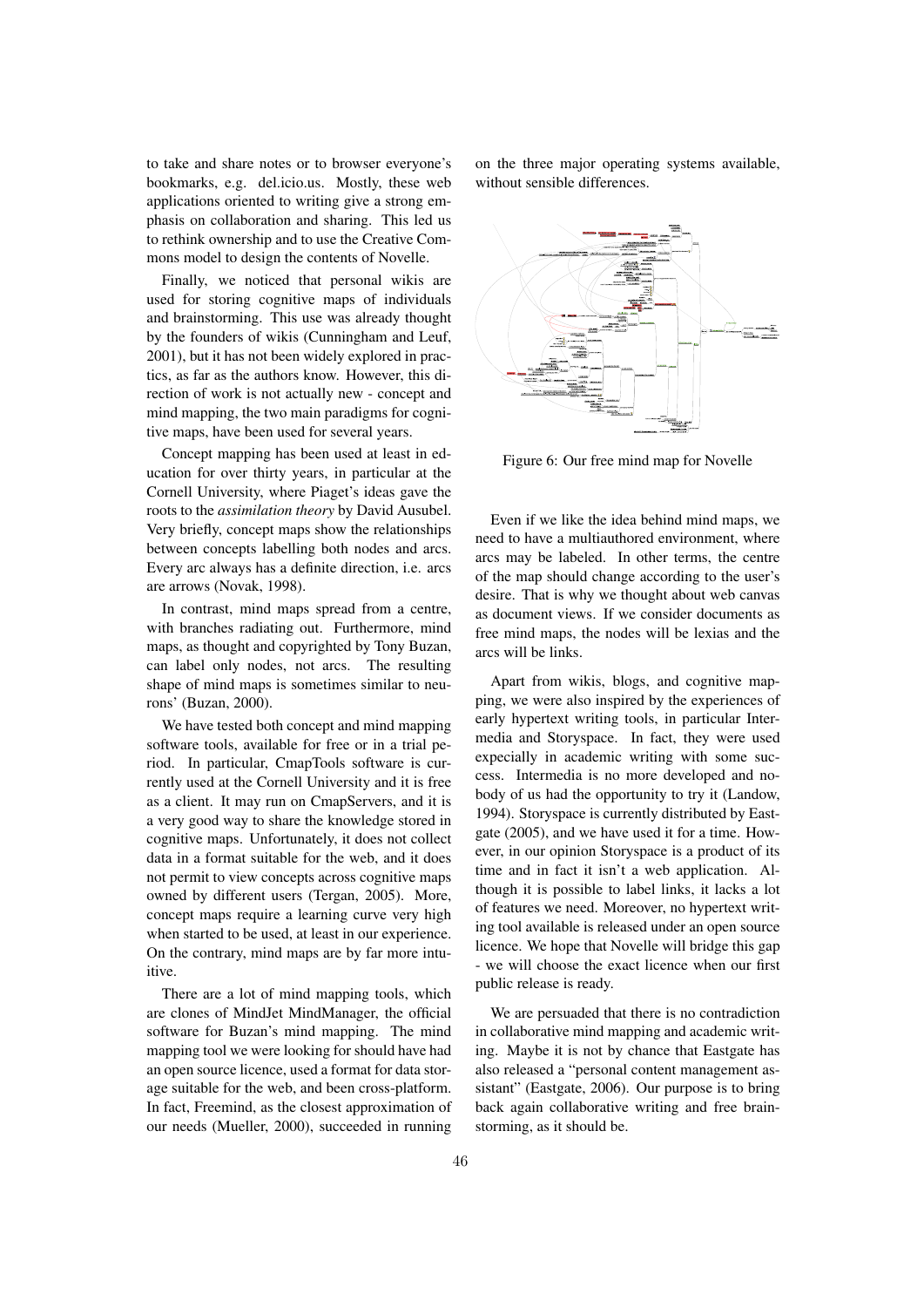to take and share notes or to browser everyone's bookmarks, e.g. del.icio.us. Mostly, these web applications oriented to writing give a strong emphasis on collaboration and sharing. This led us to rethink ownership and to use the Creative Commons model to design the contents of Novelle.

Finally, we noticed that personal wikis are used for storing cognitive maps of individuals and brainstorming. This use was already thought by the founders of wikis (Cunningham and Leuf, 2001), but it has not been widely explored in practics, as far as the authors know. However, this direction of work is not actually new - concept and mind mapping, the two main paradigms for cognitive maps, have been used for several years.

Concept mapping has been used at least in education for over thirty years, in particular at the Cornell University, where Piaget's ideas gave the roots to the *assimilation theory* by David Ausubel. Very briefly, concept maps show the relationships between concepts labelling both nodes and arcs. Every arc always has a definite direction, i.e. arcs are arrows (Novak, 1998).

In contrast, mind maps spread from a centre, with branches radiating out. Furthermore, mind maps, as thought and copyrighted by Tony Buzan, can label only nodes, not arcs. The resulting shape of mind maps is sometimes similar to neurons' (Buzan, 2000).

We have tested both concept and mind mapping software tools, available for free or in a trial period. In particular, CmapTools software is currently used at the Cornell University and it is free as a client. It may run on CmapServers, and it is a very good way to share the knowledge stored in cognitive maps. Unfortunately, it does not collect data in a format suitable for the web, and it does not permit to view concepts across cognitive maps owned by different users (Tergan, 2005). More, concept maps require a learning curve very high when started to be used, at least in our experience. On the contrary, mind maps are by far more intuitive.

There are a lot of mind mapping tools, which are clones of MindJet MindManager, the official software for Buzan's mind mapping. The mind mapping tool we were looking for should have had an open source licence, used a format for data storage suitable for the web, and been cross-platform. In fact, Freemind, as the closest approximation of our needs (Mueller, 2000), succeeded in running on the three major operating systems available, without sensible differences.

Figure 6: Our free mind map for Novelle

Even if we like the idea behind mind maps, we need to have a multiauthored environment, where arcs may be labeled. In other terms, the centre of the map should change according to the user's desire. That is why we thought about web canvas as document views. If we consider documents as free mind maps, the nodes will be lexias and the arcs will be links.

Apart from wikis, blogs, and cognitive mapping, we were also inspired by the experiences of early hypertext writing tools, in particular Intermedia and Storyspace. In fact, they were used expecially in academic writing with some success. Intermedia is no more developed and nobody of us had the opportunity to try it (Landow, 1994). Storyspace is currently distributed by Eastgate (2005), and we have used it for a time. However, in our opinion Storyspace is a product of its time and in fact it isn't a web application. Although it is possible to label links, it lacks a lot of features we need. Moreover, no hypertext writing tool available is released under an open source licence. We hope that Novelle will bridge this gap - we will choose the exact licence when our first public release is ready.

We are persuaded that there is no contradiction in collaborative mind mapping and academic writing. Maybe it is not by chance that Eastgate has also released a "personal content management assistant" (Eastgate, 2006). Our purpose is to bring back again collaborative writing and free brainstorming, as it should be.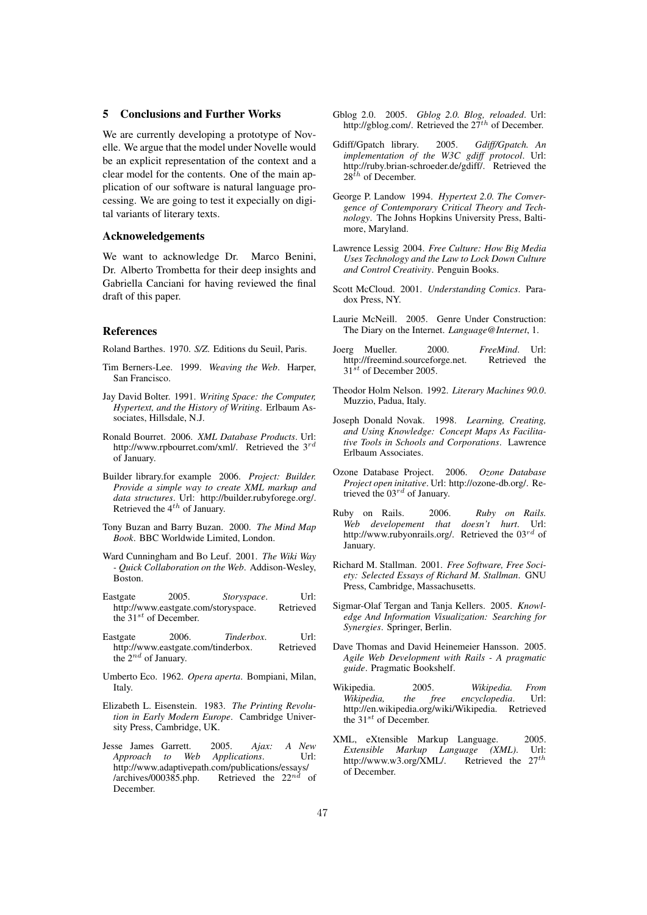## 5 Conclusions and Further Works

We are currently developing a prototype of Novelle. We argue that the model under Novelle would be an explicit representation of the context and a clear model for the contents. One of the main application of our software is natural language processing. We are going to test it expecially on digital variants of literary texts.

### Acknoweledgements

We want to acknowledge Dr. Marco Benini, Dr. Alberto Trombetta for their deep insights and Gabriella Canciani for having reviewed the final draft of this paper.

## References

Roland Barthes. 1970. *S/Z.* Editions du Seuil, Paris.

Tim Berners-Lee. 1999. *Weaving the Web*. Harper, San Francisco.

Jay David Bolter. 1991. *Writing Space: the Computer, Hypertext, and the History of Writing*. Erlbaum Associates, Hillsdale, N.J.

Ronald Bourret. 2006. *XML Database Products*. Url: http://www.rpbourret.com/xml/. Retrieved the $3^{rd}$ of January.

Builder library.for example 2006. *Project: Builder. Provide a simple way to create XML markup and data structures*. Url: http://builder.rubyforege.org/. Retrieved the $4^{th}$ of January.

Tony Buzan and Barry Buzan. 2000. *The Mind Map Book*. BBC Worldwide Limited, London.

Ward Cunningham and Bo Leuf. 2001. *The Wiki Way - Quick Collaboration on the Web*. Addison-Wesley, Boston.

Eastgate 2005. *Storyspace*. Url: http://www.eastgate.com/storyspace. Retrieved the $31^{st}$ of December.

Eastgate 2006. *Tinderbox*. Url: http://www.eastgate.com/tinderbox. Retrieved the $2^{nd}$ of January.

Umberto Eco. 1962. *Opera aperta*. Bompiani, Milan, Italy.

Elizabeth L. Eisenstein. 1983. *The Printing Revolution in Early Modern Europe*. Cambridge University Press, Cambridge, UK.

Jesse James Garrett. 2005. *Ajax: A New Approach to Web Applications*. Url: http://www.adaptivepath.com/publications/essays/ /archives/000385.php. Retrieved the $22^{nd}$ of December.

Gblog 2.0. 2005. *Gblog 2.0. Blog, reloaded*. Url: http://gblog.com/. Retrieved the $27^{th}$ of December.

Gdiff/Gpatch library. 2005. *Gdiff/Gpatch. An implementation of the W3C gdiff protocol*. Url: http://ruby.brian-schroeder.de/gdiff/. Retrieved the $28^{th}$ of December.

George P. Landow 1994. *Hypertext 2.0. The Convergence of Contemporary Critical Theory and Technology*. The Johns Hopkins University Press, Baltimore, Maryland.

Lawrence Lessig 2004. *Free Culture: How Big Media Uses Technology and the Law to Lock Down Culture and Control Creativity*. Penguin Books.

Scott McCloud. 2001. *Understanding Comics*. Paradox Press, NY.

Laurie McNeill. 2005. Genre Under Construction: The Diary on the Internet. *Language@Internet*, 1.

Joerg Mueller. 2000. *FreeMind*. Url: http://freemind.sourceforge.net. Retrieved the $31^{st}$ of December 2005.

Theodor Holm Nelson. 1992. *Literary Machines 90.0*. Muzzio, Padua, Italy.

Joseph Donald Novak. 1998. *Learning, Creating, and Using Knowledge: Concept Maps As Facilitative Tools in Schools and Corporations*. Lawrence Erlbaum Associates.

Ozone Database Project. 2006. *Ozone Database Project open initative*. Url: http://ozone-db.org/. Retrieved the $03^{rd}$ of January.

Ruby on Rails. 2006. *Ruby on Rails. Web developement that doesn't hurt*. Url: http://www.rubyonrails.org/. Retrieved the $03^{rd}$ of January.

Richard M. Stallman. 2001. *Free Software, Free Society: Selected Essays of Richard M. Stallman*. GNU Press, Cambridge, Massachusetts.

Sigmar-Olaf Tergan and Tanja Kellers. 2005. *Knowledge And Information Visualization: Searching for Synergies*. Springer, Berlin.

Dave Thomas and David Heinemeier Hansson. 2005. *Agile Web Development with Rails - A pragmatic guide*. Pragmatic Bookshelf.

Wikipedia. 2005. *Wikipedia. From Wikipedia, the free encyclopedia*. Url: http://en.wikipedia.org/wiki/Wikipedia. Retrieved the $31^{st}$ of December.

XML, eXtensible Markup Language. 2005. *Extensible Markup Language (XML)*. Url: http://www.w3.org/XML/. Retrieved the $27^{th}$ of December.